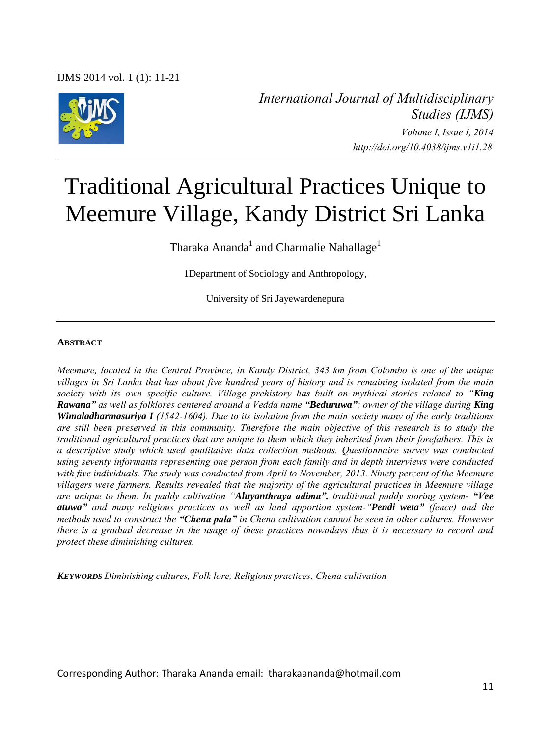*International Journal of Multidisciplinary Studies (IJMS)*

*Volume I, Issue I, 2014*

*http://doi.org/10.4038/ijms.v1i1.28*

# Traditional Agricultural Practices Unique to Meemure Village, Kandy District Sri Lanka

Tharaka Ananda[1] and Charmalie Nahallage[1]

1Department of Sociology and Anthropology,

University of Sri Jayewardenepura

**ABSTRACT**

*Meemure, located in the Central Province, in Kandy District, 343 km from Colombo is one of the unique villages in Sri Lanka that has about five hundred years of history and is remaining isolated from the main society with its own specific culture. Village prehistory has built on mythical stories related to "**King Rawana**" as well as folklores centered around a Vedda name **"Beduruwa"**; owner of the village during **King Wimaladharmasuriya I** (1542-1604). Due to its isolation from the main society many of the early traditions are still been preserved in this community. Therefore the main objective of this research is to study the traditional agricultural practices that are unique to them which they inherited from their forefathers. This is a descriptive study which used qualitative data collection methods. Questionnaire survey was conducted using seventy informants representing one person from each family and in depth interviews were conducted with five individuals. The study was conducted from April to November, 2013. Ninety percent of the Meemure villagers were farmers. Results revealed that the majority of the agricultural practices in Meemure village are unique to them. In paddy cultivation "**Aluyanthraya adima",** traditional paddy storing system- **"Vee atuwa"** and many religious practices as well as land apportion system-"**Pendi weta"** (fence) and the methods used to construct the **"Chena pala"** in Chena cultivation cannot be seen in other cultures. However there is a gradual decrease in the usage of these practices nowadays thus it is necessary to record and protect these diminishing cultures.*

***KEYWORDS*** *Diminishing cultures, Folk lore, Religious practices, Chena cultivation*

Corresponding Author: Tharaka Ananda email: tharakaananda@hotmail.com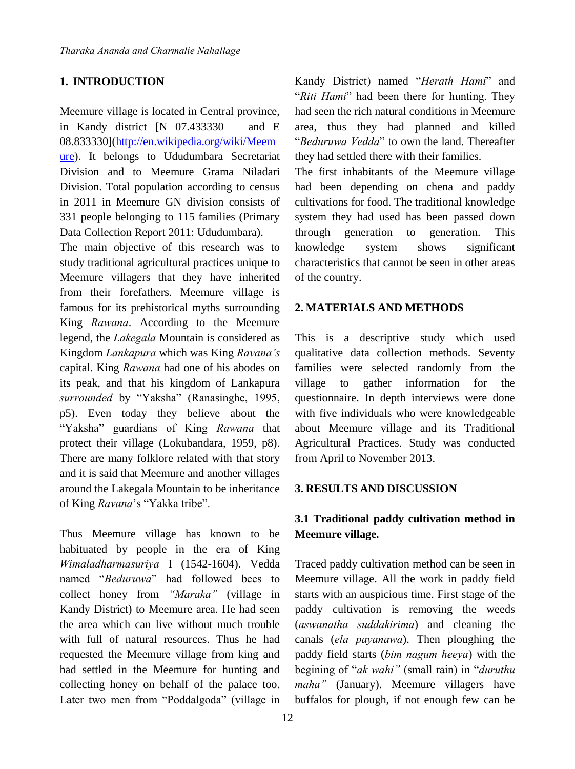## 1. INTRODUCTION

Meemure village is located in Central province, in Kandy district [N 07.433330 and E 08.833330](http://en.wikipedia.org/wiki/Meemure). It belongs to Ududumbara Secretariat Division and to Meemure Grama Niladari Division. Total population according to census in 2011 in Meemure GN division consists of 331 people belonging to 115 families (Primary Data Collection Report 2011: Ududumbara).

The main objective of this research was to study traditional agricultural practices unique to Meemure villagers that they have inherited from their forefathers. Meemure village is famous for its prehistorical myths surrounding King *Rawana*. According to the Meemure legend, the *Lakegala* Mountain is considered as Kingdom *Lankapura* which was King *Ravana's* capital. King *Rawana* had one of his abodes on its peak, and that his kingdom of Lankapura *surrounded* by "Yaksha" (Ranasinghe, 1995, p5). Even today they believe about the "Yaksha" guardians of King *Rawana* that protect their village (Lokubandara, 1959, p8). There are many folklore related with that story and it is said that Meemure and another villages around the Lakegala Mountain to be inheritance of King *Ravana*'s "Yakka tribe".

Thus Meemure village has known to be habituated by people in the era of King *Wimaladharmasuriya* I (1542-1604). Vedda named "*Beduruwa*" had followed bees to collect honey from *"Maraka"* (village in Kandy District) to Meemure area. He had seen the area which can live without much trouble with full of natural resources. Thus he had requested the Meemure village from king and had settled in the Meemure for hunting and collecting honey on behalf of the palace too. Later two men from "Poddalgoda" (village in Kandy District) named "*Herath Hami*" and "*Riti Hami*" had been there for hunting. They had seen the rich natural conditions in Meemure area, thus they had planned and killed "*Beduruwa Vedda*" to own the land. Thereafter they had settled there with their families.

The first inhabitants of the Meemure village had been depending on chena and paddy cultivations for food. The traditional knowledge system they had used has been passed down through generation to generation. This knowledge system shows significant characteristics that cannot be seen in other areas of the country.

## 2. MATERIALS AND METHODS

This is a descriptive study which used qualitative data collection methods. Seventy families were selected randomly from the village to gather information for the questionnaire. In depth interviews were done with five individuals who were knowledgeable about Meemure village and its Traditional Agricultural Practices. Study was conducted from April to November 2013.

## 3. RESULTS AND DISCUSSION

### 3.1 Traditional paddy cultivation method in Meemure village.

Traced paddy cultivation method can be seen in Meemure village. All the work in paddy field starts with an auspicious time. First stage of the paddy cultivation is removing the weeds (*aswanatha suddakirima*) and cleaning the canals (*ela payanawa*). Then ploughing the paddy field starts (*bim nagum heeya*) with the begining of "*ak wahi"* (small rain) in "*duruthu maha"* (January). Meemure villagers have buffalos for plough, if not enough few can be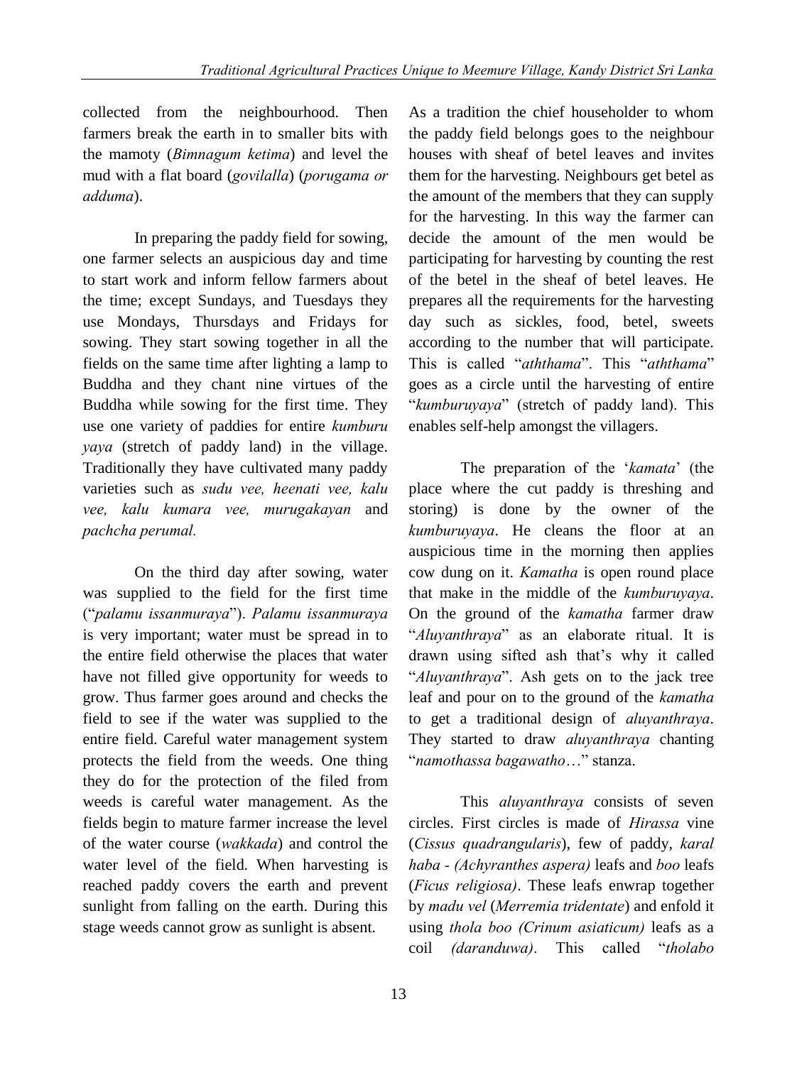collected from the neighbourhood. Then farmers break the earth in to smaller bits with the mamoty (*Bimnagum ketima*) and level the mud with a flat board (*govilalla*) (*porugama or adduma*).

In preparing the paddy field for sowing, one farmer selects an auspicious day and time to start work and inform fellow farmers about the time; except Sundays, and Tuesdays they use Mondays, Thursdays and Fridays for sowing. They start sowing together in all the fields on the same time after lighting a lamp to Buddha and they chant nine virtues of the Buddha while sowing for the first time. They use one variety of paddies for entire *kumburu yaya* (stretch of paddy land) in the village. Traditionally they have cultivated many paddy varieties such as *sudu vee, heenati vee, kalu vee, kalu kumara vee, murugakayan* and *pachcha perumal.*

On the third day after sowing, water was supplied to the field for the first time ("*palamu issanmuraya*"). *Palamu issanmuraya* is very important; water must be spread in to the entire field otherwise the places that water have not filled give opportunity for weeds to grow. Thus farmer goes around and checks the field to see if the water was supplied to the entire field. Careful water management system protects the field from the weeds. One thing they do for the protection of the filed from weeds is careful water management. As the fields begin to mature farmer increase the level of the water course (*wakkada*) and control the water level of the field. When harvesting is reached paddy covers the earth and prevent sunlight from falling on the earth. During this stage weeds cannot grow as sunlight is absent.

As a tradition the chief householder to whom the paddy field belongs goes to the neighbour houses with sheaf of betel leaves and invites them for the harvesting. Neighbours get betel as the amount of the members that they can supply for the harvesting. In this way the farmer can decide the amount of the men would be participating for harvesting by counting the rest of the betel in the sheaf of betel leaves. He prepares all the requirements for the harvesting day such as sickles, food, betel, sweets according to the number that will participate. This is called "*aththama*". This "*aththama*" goes as a circle until the harvesting of entire "*kumburuyaya*" (stretch of paddy land). This enables self-help amongst the villagers.

The preparation of the '*kamata*' (the place where the cut paddy is threshing and storing) is done by the owner of the *kumburuyaya*. He cleans the floor at an auspicious time in the morning then applies cow dung on it. *Kamatha* is open round place that make in the middle of the *kumburuyaya*. On the ground of the *kamatha* farmer draw "*Aluyanthraya*" as an elaborate ritual. It is drawn using sifted ash that's why it called "*Aluyanthraya*". Ash gets on to the jack tree leaf and pour on to the ground of the *kamatha* to get a traditional design of *aluyanthraya*. They started to draw *aluyanthraya* chanting "*namothassa bagawatho*…" stanza.

This *aluyanthraya* consists of seven circles. First circles is made of *Hirassa* vine (*Cissus quadrangularis*), few of paddy, *karal haba - (Achyranthes aspera)* leafs and *boo* leafs (*Ficus religiosa)*. These leafs enwrap together by *madu vel* (*Merremia tridentate*) and enfold it using *thola boo (Crinum asiaticum)* leafs as a coil *(daranduwa)*. This called "*tholabo*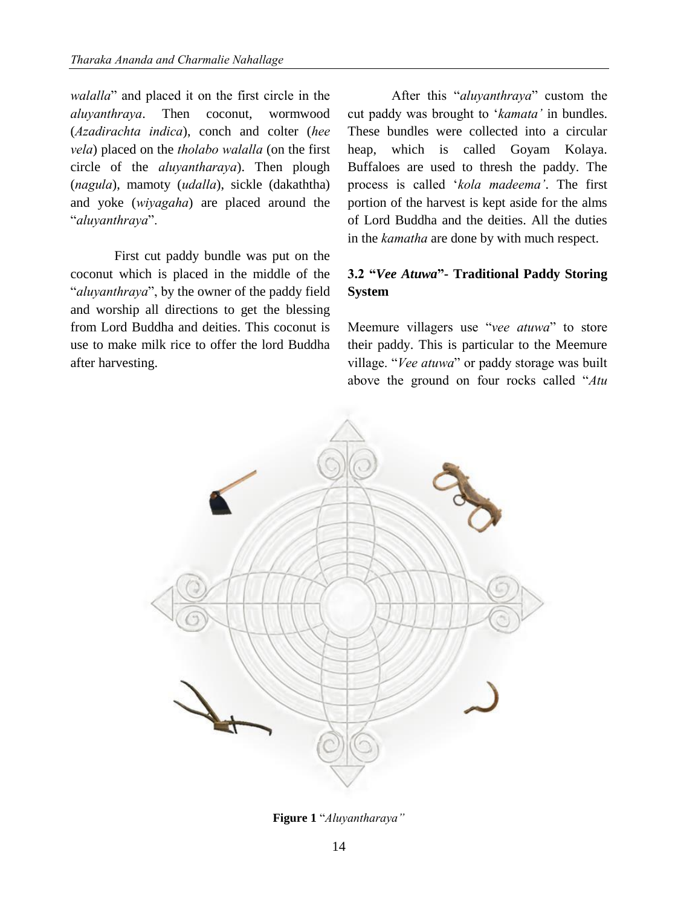*walalla*" and placed it on the first circle in the *aluyanthraya*. Then coconut, wormwood (*Azadirachta indica*), conch and colter (*hee vela*) placed on the *tholabo walalla* (on the first circle of the *aluyantharaya*). Then plough (*nagula*), mamoty (*udalla*), sickle (dakaththa) and yoke (*wiyagaha*) are placed around the "*aluyanthraya*".

First cut paddy bundle was put on the coconut which is placed in the middle of the "*aluyanthraya*", by the owner of the paddy field and worship all directions to get the blessing from Lord Buddha and deities. This coconut is use to make milk rice to offer the lord Buddha after harvesting.

After this "*aluyanthraya*" custom the cut paddy was brought to '*kamata'* in bundles. These bundles were collected into a circular heap, which is called Goyam Kolaya. Buffaloes are used to thresh the paddy. The process is called '*kola madeema'*. The first portion of the harvest is kept aside for the alms of Lord Buddha and the deities. All the duties in the *kamatha* are done by with much respect.

### 3.2 "*Vee Atuwa*"- Traditional Paddy Storing System

Meemure villagers use "*vee atuwa*" to store their paddy. This is particular to the Meemure village. "*Vee atuwa*" or paddy storage was built above the ground on four rocks called "*Atu*

**Figure 1** "*Aluyantharaya"*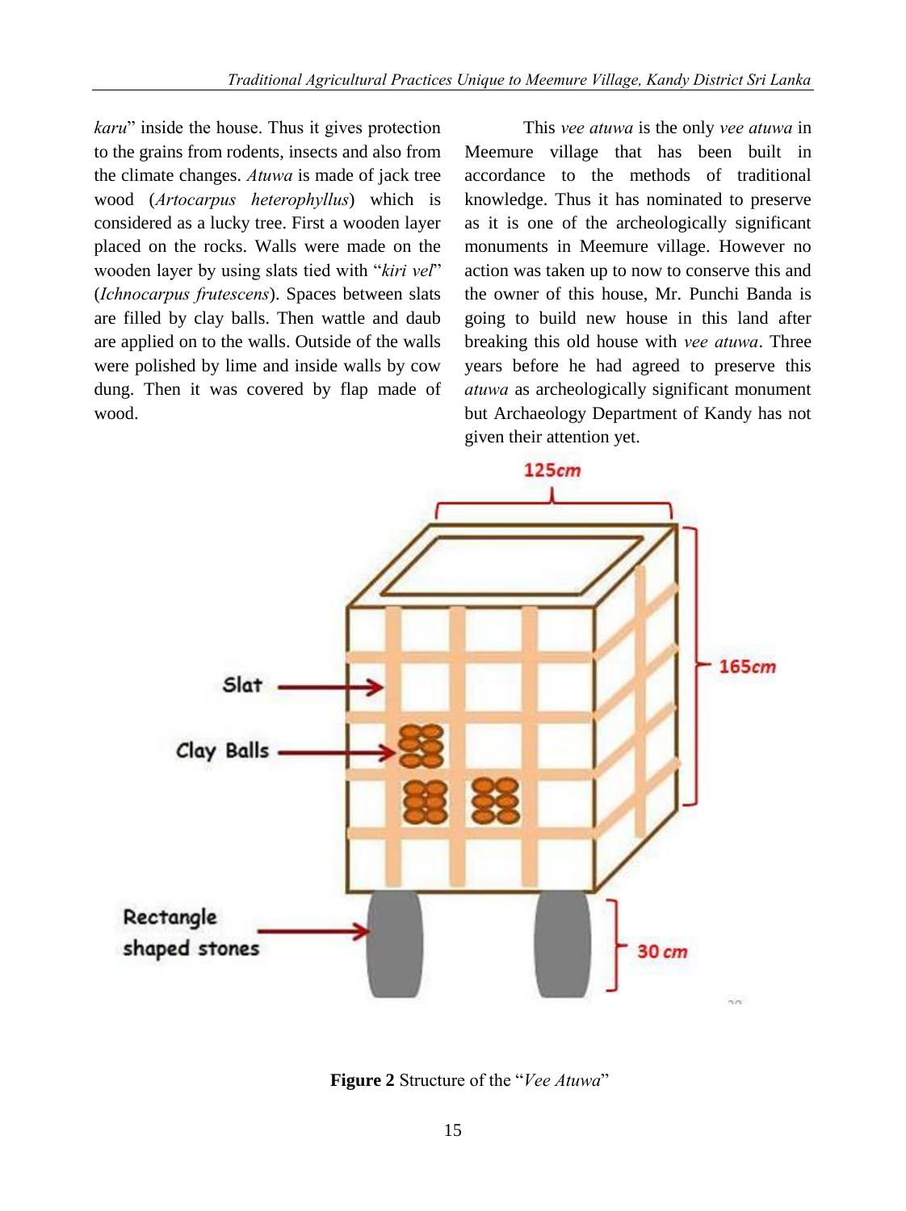*karu*" inside the house. Thus it gives protection to the grains from rodents, insects and also from the climate changes. *Atuwa* is made of jack tree wood (*Artocarpus heterophyllus*) which is considered as a lucky tree. First a wooden layer placed on the rocks. Walls were made on the wooden layer by using slats tied with "*kiri vel*" (*Ichnocarpus frutescens*). Spaces between slats are filled by clay balls. Then wattle and daub are applied on to the walls. Outside of the walls were polished by lime and inside walls by cow dung. Then it was covered by flap made of wood.

This *vee atuwa* is the only *vee atuwa* in Meemure village that has been built in accordance to the methods of traditional knowledge. Thus it has nominated to preserve as it is one of the archeologically significant monuments in Meemure village. However no action was taken up to now to conserve this and the owner of this house, Mr. Punchi Banda is going to build new house in this land after breaking this old house with *vee atuwa*. Three years before he had agreed to preserve this *atuwa* as archeologically significant monument but Archaeology Department of Kandy has not given their attention yet.

**Figure 2** Structure of the "*Vee Atuwa*"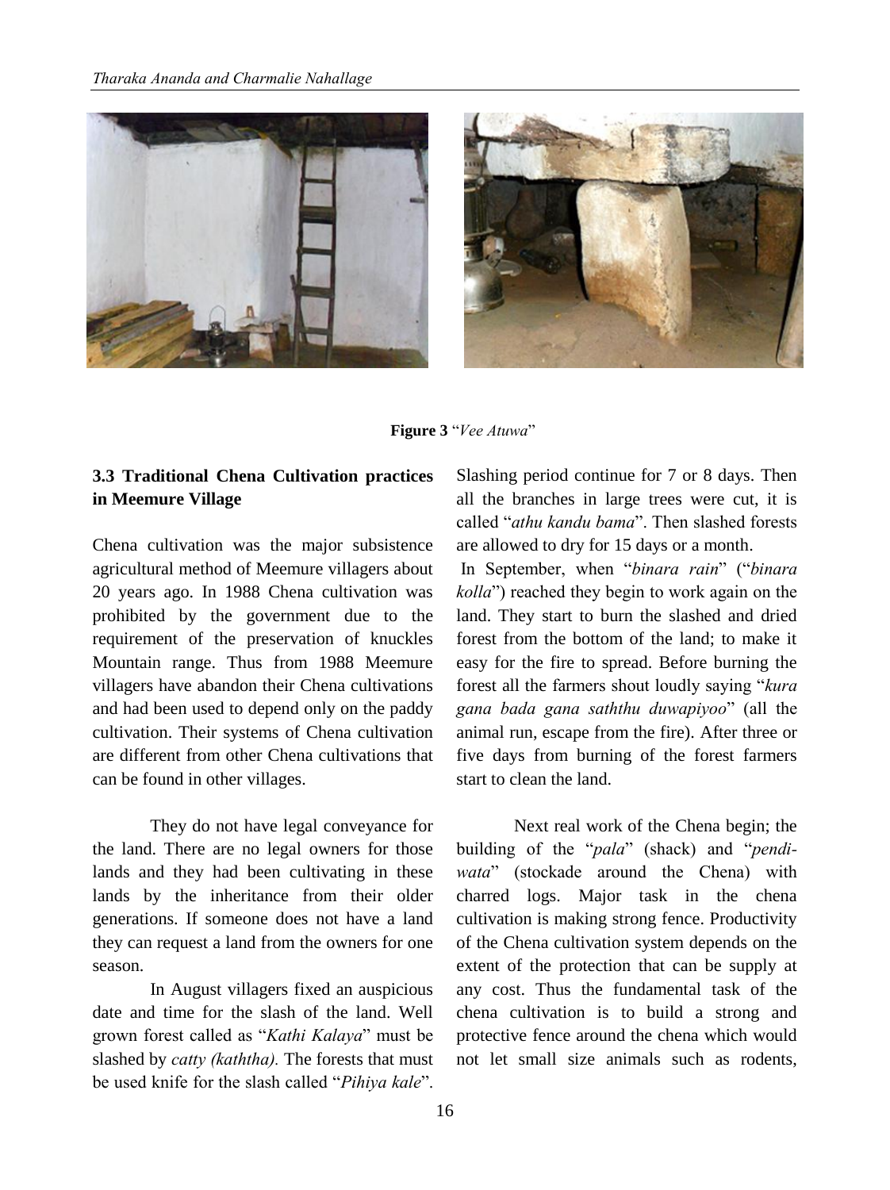**Figure 3** "*Vee Atuwa*"

### 3.3 Traditional Chena Cultivation practices in Meemure Village

Chena cultivation was the major subsistence agricultural method of Meemure villagers about 20 years ago. In 1988 Chena cultivation was prohibited by the government due to the requirement of the preservation of knuckles Mountain range. Thus from 1988 Meemure villagers have abandon their Chena cultivations and had been used to depend only on the paddy cultivation. Their systems of Chena cultivation are different from other Chena cultivations that can be found in other villages.

They do not have legal conveyance for the land. There are no legal owners for those lands and they had been cultivating in these lands by the inheritance from their older generations. If someone does not have a land they can request a land from the owners for one season.

In August villagers fixed an auspicious date and time for the slash of the land. Well grown forest called as "*Kathi Kalaya*" must be slashed by *catty (kaththa).* The forests that must be used knife for the slash called "*Pihiya kale*". Slashing period continue for 7 or 8 days. Then all the branches in large trees were cut, it is called "*athu kandu bama*". Then slashed forests are allowed to dry for 15 days or a month.

In September, when "*binara rain*" ("*binara kolla*") reached they begin to work again on the land. They start to burn the slashed and dried forest from the bottom of the land; to make it easy for the fire to spread. Before burning the forest all the farmers shout loudly saying "*kura gana bada gana saththu duwapiyoo*" (all the animal run, escape from the fire). After three or five days from burning of the forest farmers start to clean the land.

Next real work of the Chena begin; the building of the "*pala*" (shack) and "*pendi-wata*" (stockade around the Chena) with charred logs. Major task in the chena cultivation is making strong fence. Productivity of the Chena cultivation system depends on the extent of the protection that can be supply at any cost. Thus the fundamental task of the chena cultivation is to build a strong and protective fence around the chena which would not let small size animals such as rodents,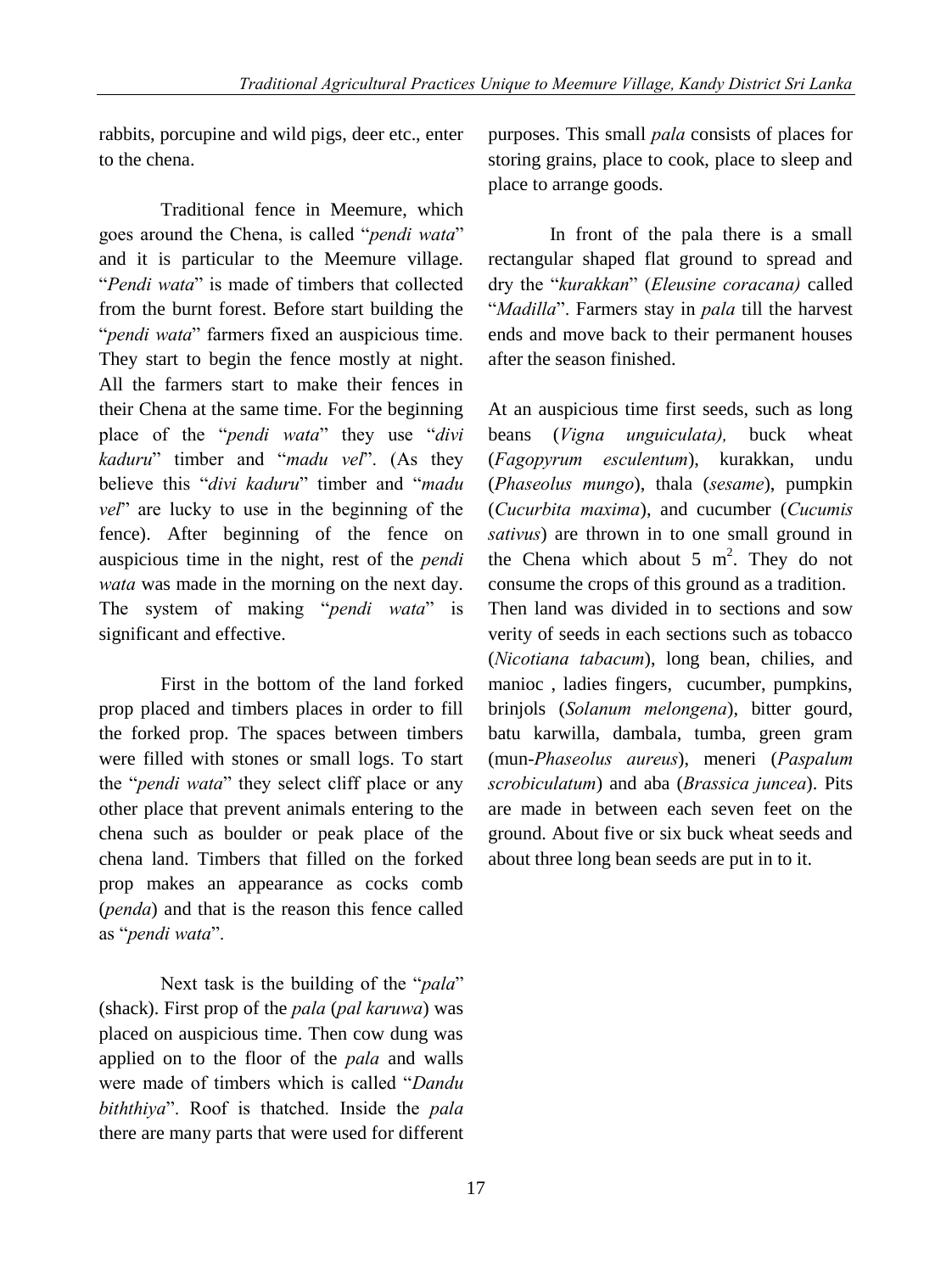rabbits, porcupine and wild pigs, deer etc., enter to the chena.

Traditional fence in Meemure, which goes around the Chena, is called "*pendi wata*" and it is particular to the Meemure village. "*Pendi wata*" is made of timbers that collected from the burnt forest. Before start building the "*pendi wata*" farmers fixed an auspicious time. They start to begin the fence mostly at night. All the farmers start to make their fences in their Chena at the same time. For the beginning place of the "*pendi wata*" they use "*divi kaduru*" timber and "*madu vel*". (As they believe this "*divi kaduru*" timber and "*madu vel*" are lucky to use in the beginning of the fence). After beginning of the fence on auspicious time in the night, rest of the *pendi wata* was made in the morning on the next day. The system of making "*pendi wata*" is significant and effective.

First in the bottom of the land forked prop placed and timbers places in order to fill the forked prop. The spaces between timbers were filled with stones or small logs. To start the "*pendi wata*" they select cliff place or any other place that prevent animals entering to the chena such as boulder or peak place of the chena land. Timbers that filled on the forked prop makes an appearance as cocks comb (*penda*) and that is the reason this fence called as "*pendi wata*".

Next task is the building of the "*pala*" (shack). First prop of the *pala* (*pal karuwa*) was placed on auspicious time. Then cow dung was applied on to the floor of the *pala* and walls were made of timbers which is called "*Dandu biththiya*". Roof is thatched. Inside the *pala* there are many parts that were used for different purposes. This small *pala* consists of places for storing grains, place to cook, place to sleep and place to arrange goods.

In front of the pala there is a small rectangular shaped flat ground to spread and dry the "*kurakkan*" (*Eleusine coracana)* called "*Madilla*". Farmers stay in *pala* till the harvest ends and move back to their permanent houses after the season finished.

At an auspicious time first seeds, such as long beans (*Vigna unguiculata),* buck wheat (*Fagopyrum esculentum*), kurakkan, undu (*Phaseolus mungo*), thala (*sesame*), pumpkin (*Cucurbita maxima*), and cucumber (*Cucumis sativus*) are thrown in to one small ground in the Chena which about 5 $m^2$. They do not consume the crops of this ground as a tradition. Then land was divided in to sections and sow verity of seeds in each sections such as tobacco (*Nicotiana tabacum*), long bean, chilies, and manioc , ladies fingers, cucumber, pumpkins, brinjols (*Solanum melongena*), bitter gourd, batu karwilla, dambala, tumba, green gram (mun-*Phaseolus aureus*), meneri (*Paspalum scrobiculatum*) and aba (*Brassica juncea*). Pits are made in between each seven feet on the ground. About five or six buck wheat seeds and about three long bean seeds are put in to it.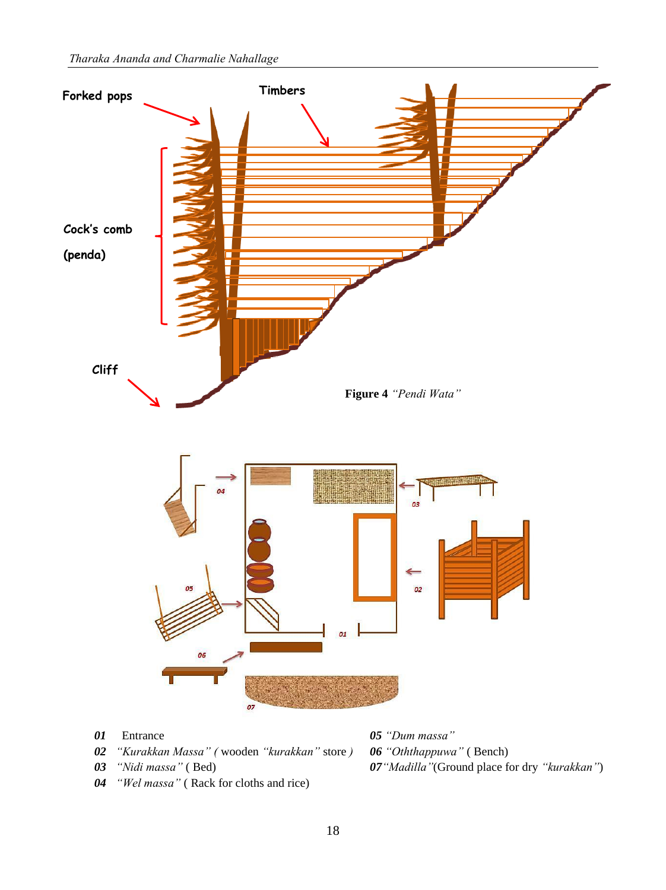Forked pops

Timbers

Cock's comb (penda)

Cliff

**Figure 4** *"Pendi Wata"*

01 02 03 04 05 06 07

***01*** Entrance

***02*** *"Kurakkan Massa" (* wooden *"kurakkan"* store *)*

***03*** *"Nidi massa"* ( Bed)

***04*** *"Wel massa"* ( Rack for cloths and rice)

***05*** *"Dum massa"*

***06*** *"Oththappuwa"* ( Bench)

***07*** *"Madilla"*(Ground place for dry *"kurakkan"*)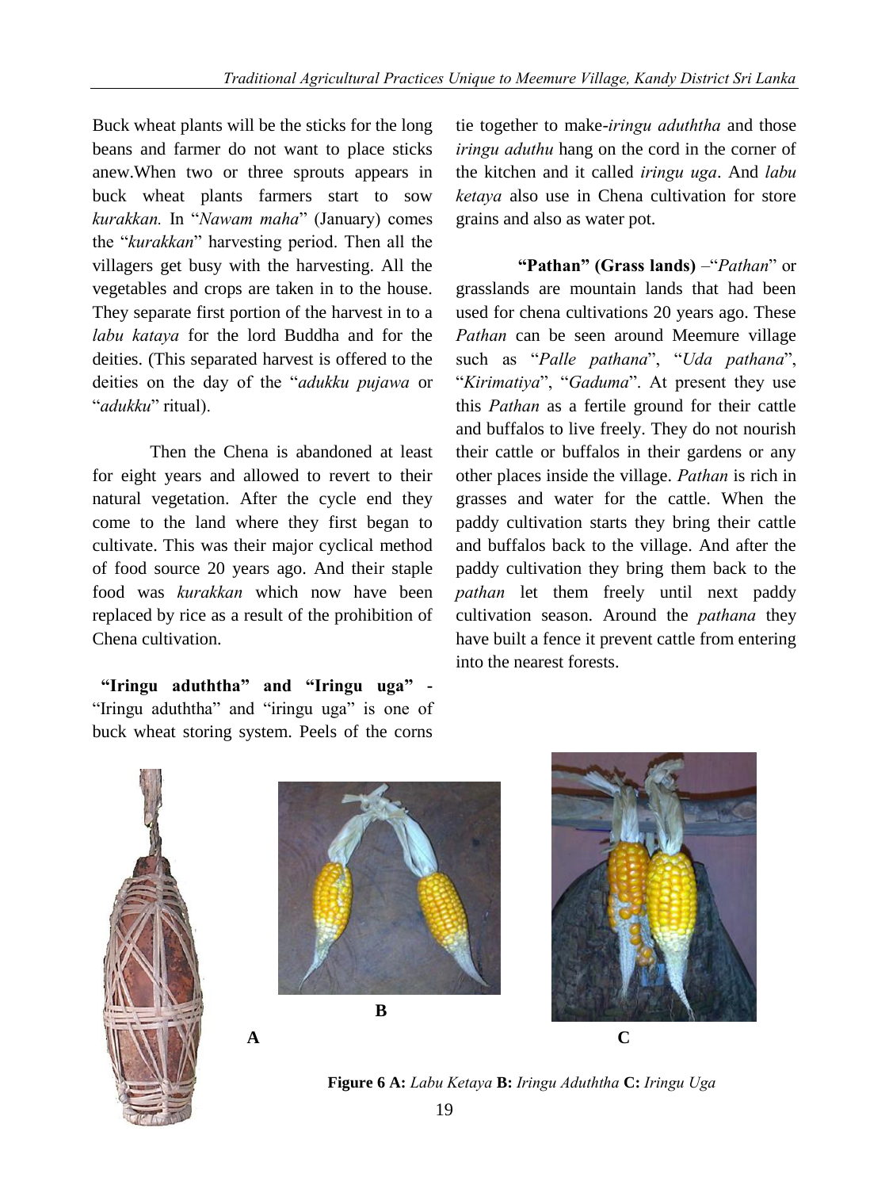Buck wheat plants will be the sticks for the long beans and farmer do not want to place sticks anew.When two or three sprouts appears in buck wheat plants farmers start to sow *kurakkan.* In "*Nawam maha*" (January) comes the "*kurakkan*" harvesting period. Then all the villagers get busy with the harvesting. All the vegetables and crops are taken in to the house. They separate first portion of the harvest in to a *labu kataya* for the lord Buddha and for the deities. (This separated harvest is offered to the deities on the day of the "*adukku pujawa* or "*adukku*" ritual).

Then the Chena is abandoned at least for eight years and allowed to revert to their natural vegetation. After the cycle end they come to the land where they first began to cultivate. This was their major cyclical method of food source 20 years ago. And their staple food was *kurakkan* which now have been replaced by rice as a result of the prohibition of Chena cultivation.

**"Iringu aduththa" and "Iringu uga"** - "Iringu aduththa" and "iringu uga" is one of buck wheat storing system. Peels of the corns tie together to make-*iringu aduththa* and those *iringu aduthu* hang on the cord in the corner of the kitchen and it called *iringu uga*. And *labu ketaya* also use in Chena cultivation for store grains and also as water pot.

**"Pathan" (Grass lands)** –"*Pathan*" or grasslands are mountain lands that had been used for chena cultivations 20 years ago. These *Pathan* can be seen around Meemure village such as "*Palle pathana*", "*Uda pathana*", "*Kirimatiya*", "*Gaduma*". At present they use this *Pathan* as a fertile ground for their cattle and buffalos to live freely. They do not nourish their cattle or buffalos in their gardens or any other places inside the village. *Pathan* is rich in grasses and water for the cattle. When the paddy cultivation starts they bring their cattle and buffalos back to the village. And after the paddy cultivation they bring them back to the *pathan* let them freely until next paddy cultivation season. Around the *pathana* they have built a fence it prevent cattle from entering into the nearest forests.

A B C

**Figure 6 A:** *Labu Ketaya* **B:** *Iringu Aduththa* **C:** *Iringu Uga*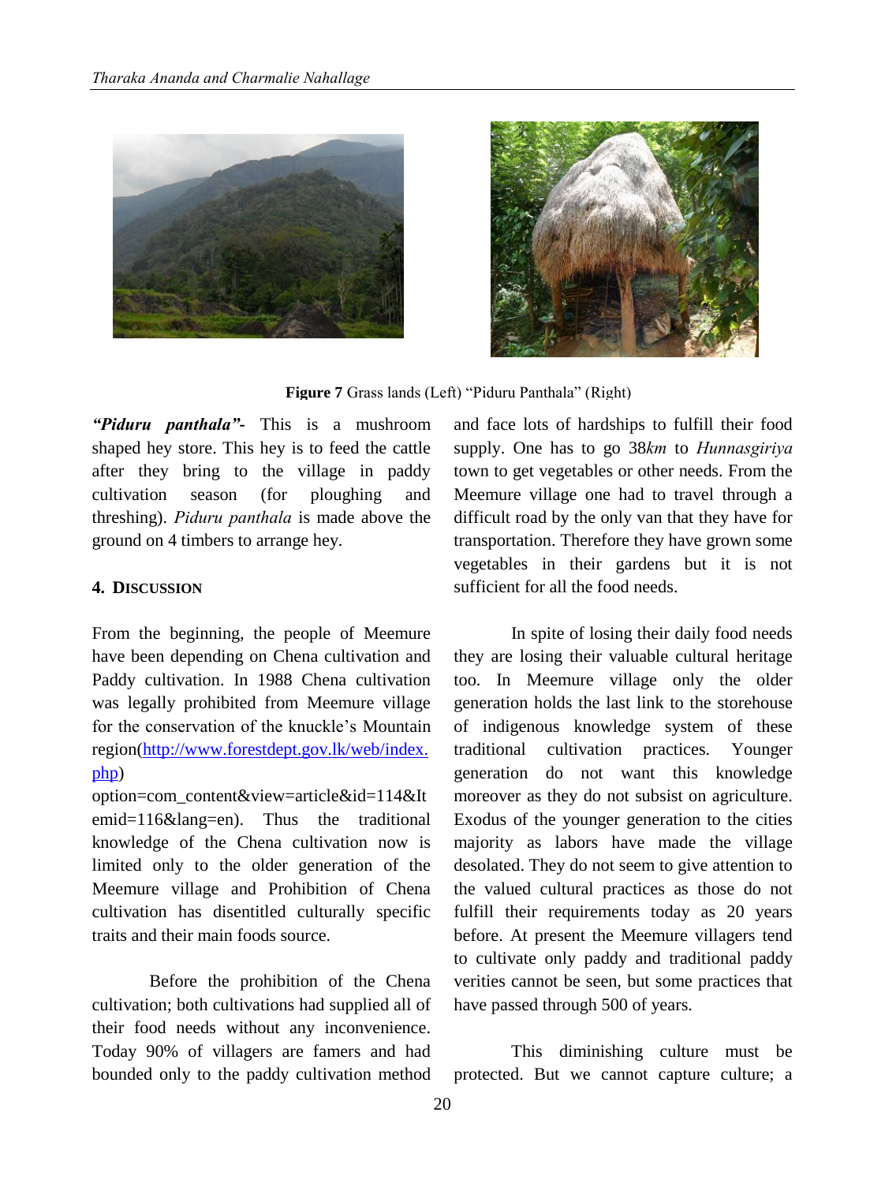**Figure 7** Grass lands (Left) "Piduru Panthala" (Right)

***"Piduru panthala"-*** This is a mushroom shaped hey store. This hey is to feed the cattle after they bring to the village in paddy cultivation season (for ploughing and threshing). *Piduru panthala* is made above the ground on 4 timbers to arrange hey.

## 4. DISCUSSION

From the beginning, the people of Meemure have been depending on Chena cultivation and Paddy cultivation. In 1988 Chena cultivation was legally prohibited from Meemure village for the conservation of the knuckle's Mountain region(http://www.forestdept.gov.lk/web/index.php) option=com_content&view=article&id=114&Itemid=116&lang=en). Thus the traditional knowledge of the Chena cultivation now is limited only to the older generation of the Meemure village and Prohibition of Chena cultivation has disentitled culturally specific traits and their main foods source.

Before the prohibition of the Chena cultivation; both cultivations had supplied all of their food needs without any inconvenience. Today 90% of villagers are famers and had bounded only to the paddy cultivation method and face lots of hardships to fulfill their food supply. One has to go 38*km* to *Hunnasgiriya* town to get vegetables or other needs. From the Meemure village one had to travel through a difficult road by the only van that they have for transportation. Therefore they have grown some vegetables in their gardens but it is not sufficient for all the food needs.

In spite of losing their daily food needs they are losing their valuable cultural heritage too. In Meemure village only the older generation holds the last link to the storehouse of indigenous knowledge system of these traditional cultivation practices. Younger generation do not want this knowledge moreover as they do not subsist on agriculture. Exodus of the younger generation to the cities majority as labors have made the village desolated. They do not seem to give attention to the valued cultural practices as those do not fulfill their requirements today as 20 years before. At present the Meemure villagers tend to cultivate only paddy and traditional paddy verities cannot be seen, but some practices that have passed through 500 of years.

This diminishing culture must be protected. But we cannot capture culture; a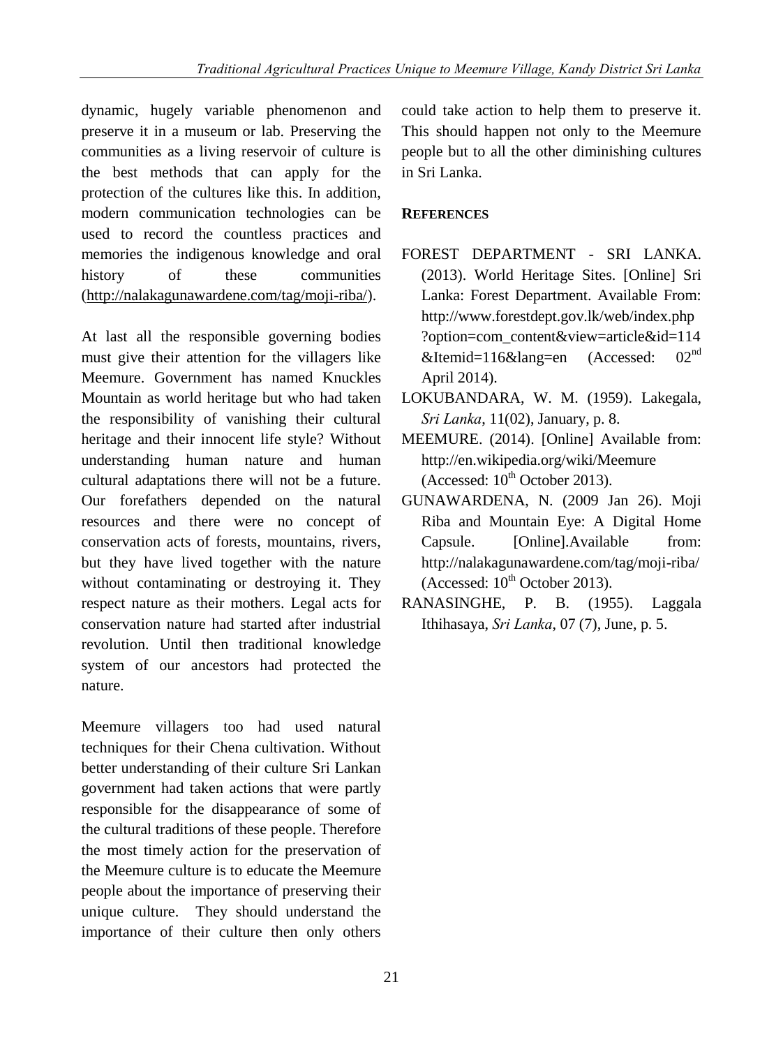dynamic, hugely variable phenomenon and preserve it in a museum or lab. Preserving the communities as a living reservoir of culture is the best methods that can apply for the protection of the cultures like this. In addition, modern communication technologies can be used to record the countless practices and memories the indigenous knowledge and oral history of these communities (http://nalakagunawardene.com/tag/moji-riba/).

At last all the responsible governing bodies must give their attention for the villagers like Meemure. Government has named Knuckles Mountain as world heritage but who had taken the responsibility of vanishing their cultural heritage and their innocent life style? Without understanding human nature and human cultural adaptations there will not be a future. Our forefathers depended on the natural resources and there were no concept of conservation acts of forests, mountains, rivers, but they have lived together with the nature without contaminating or destroying it. They respect nature as their mothers. Legal acts for conservation nature had started after industrial revolution. Until then traditional knowledge system of our ancestors had protected the nature.

Meemure villagers too had used natural techniques for their Chena cultivation. Without better understanding of their culture Sri Lankan government had taken actions that were partly responsible for the disappearance of some of the cultural traditions of these people. Therefore the most timely action for the preservation of the Meemure culture is to educate the Meemure people about the importance of preserving their unique culture. They should understand the importance of their culture then only others could take action to help them to preserve it. This should happen not only to the Meemure people but to all the other diminishing cultures in Sri Lanka.

## REFERENCES

FOREST DEPARTMENT - SRI LANKA. (2013). World Heritage Sites. [Online] Sri Lanka: Forest Department. Available From: http://www.forestdept.gov.lk/web/index.php?option=com_content&view=article&id=114&Itemid=116&lang=en (Accessed: 02nd April 2014).

LOKUBANDARA, W. M. (1959). Lakegala, *Sri Lanka*, 11(02), January, p. 8.

MEEMURE. (2014). [Online] Available from: http://en.wikipedia.org/wiki/Meemure (Accessed: 10th October 2013).

GUNAWARDENA, N. (2009 Jan 26). Moji Riba and Mountain Eye: A Digital Home Capsule. [Online].Available from: http://nalakagunawardene.com/tag/moji-riba/ (Accessed: 10th October 2013).

RANASINGHE, P. B. (1955). Laggala Ithihasaya, *Sri Lanka*, 07 (7), June, p. 5.